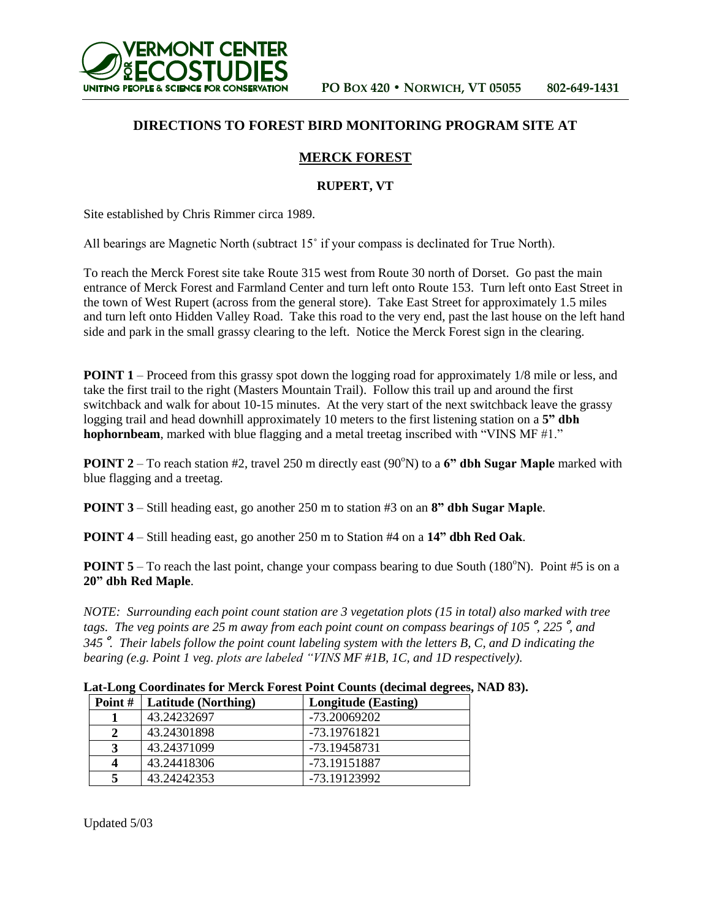VERMONT CENTER FOR ECOSTUDIES
UNITING PEOPLE & SCIENCE FOR CONSERVATION

PO BOX 420 • NORWICH, VT 05055    802-649-1431

# DIRECTIONS TO FOREST BIRD MONITORING PROGRAM SITE AT

## MERCK FOREST

### RUPERT, VT

Site established by Chris Rimmer circa 1989.

All bearings are Magnetic North (subtract 15˚ if your compass is declinated for True North).

To reach the Merck Forest site take Route 315 west from Route 30 north of Dorset. Go past the main entrance of Merck Forest and Farmland Center and turn left onto Route 153. Turn left onto East Street in the town of West Rupert (across from the general store). Take East Street for approximately 1.5 miles and turn left onto Hidden Valley Road. Take this road to the very end, past the last house on the left hand side and park in the small grassy clearing to the left. Notice the Merck Forest sign in the clearing.

**POINT 1** – Proceed from this grassy spot down the logging road for approximately 1/8 mile or less, and take the first trail to the right (Masters Mountain Trail). Follow this trail up and around the first switchback and walk for about 10-15 minutes. At the very start of the next switchback leave the grassy logging trail and head downhill approximately 10 meters to the first listening station on a **5" dbh hophornbeam**, marked with blue flagging and a metal treetag inscribed with "VINS MF #1."

**POINT 2** – To reach station #2, travel 250 m directly east (90°N) to a **6" dbh Sugar Maple** marked with blue flagging and a treetag.

**POINT 3** – Still heading east, go another 250 m to station #3 on an **8" dbh Sugar Maple**.

**POINT 4** – Still heading east, go another 250 m to Station #4 on a **14" dbh Red Oak**.

**POINT 5** – To reach the last point, change your compass bearing to due South (180°N). Point #5 is on a **20" dbh Red Maple**.

*NOTE: Surrounding each point count station are 3 vegetation plots (15 in total) also marked with tree tags. The veg points are 25 m away from each point count on compass bearings of 105°, 225°, and 345°. Their labels follow the point count labeling system with the letters B, C, and D indicating the bearing (e.g. Point 1 veg. plots are labeled "VINS MF #1B, 1C, and 1D respectively).*

**Lat-Long Coordinates for Merck Forest Point Counts (decimal degrees, NAD 83).**

| Point # | Latitude (Northing) | Longitude (Easting) |
|---|---|---|
| 1 | 43.24232697 | -73.20069202 |
| 2 | 43.24301898 | -73.19761821 |
| 3 | 43.24371099 | -73.19458731 |
| 4 | 43.24418306 | -73.19151887 |
| 5 | 43.24242353 | -73.19123992 |

Updated 5/03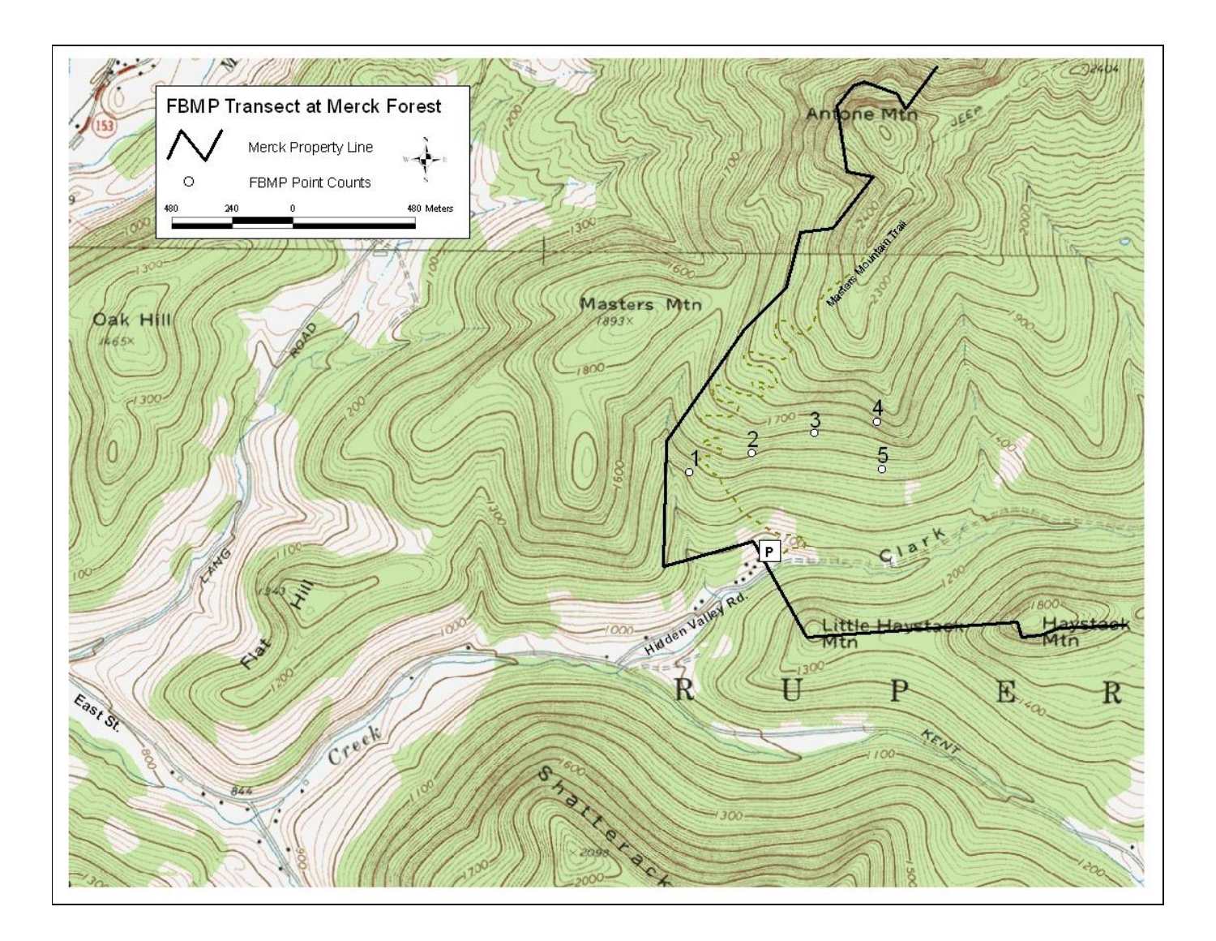FBMP Transect at Merck Forest

Merck Property Line

FBMP Point Counts

480 240 0 480 Meters

Antone Mtn

Masters Mountain Trail

Masters Mtn

1893

Oak Hill

1465

Flat Hill

1940

ROAD

LANG

Hidden Valley Rd.

Clark

Little Haystack Mtn

Haystack Mtn

R U P E R T

KENT

Creek

East St.

844

Shatterack

2098

JEEP

2404

153

1 2 3 4 5

P